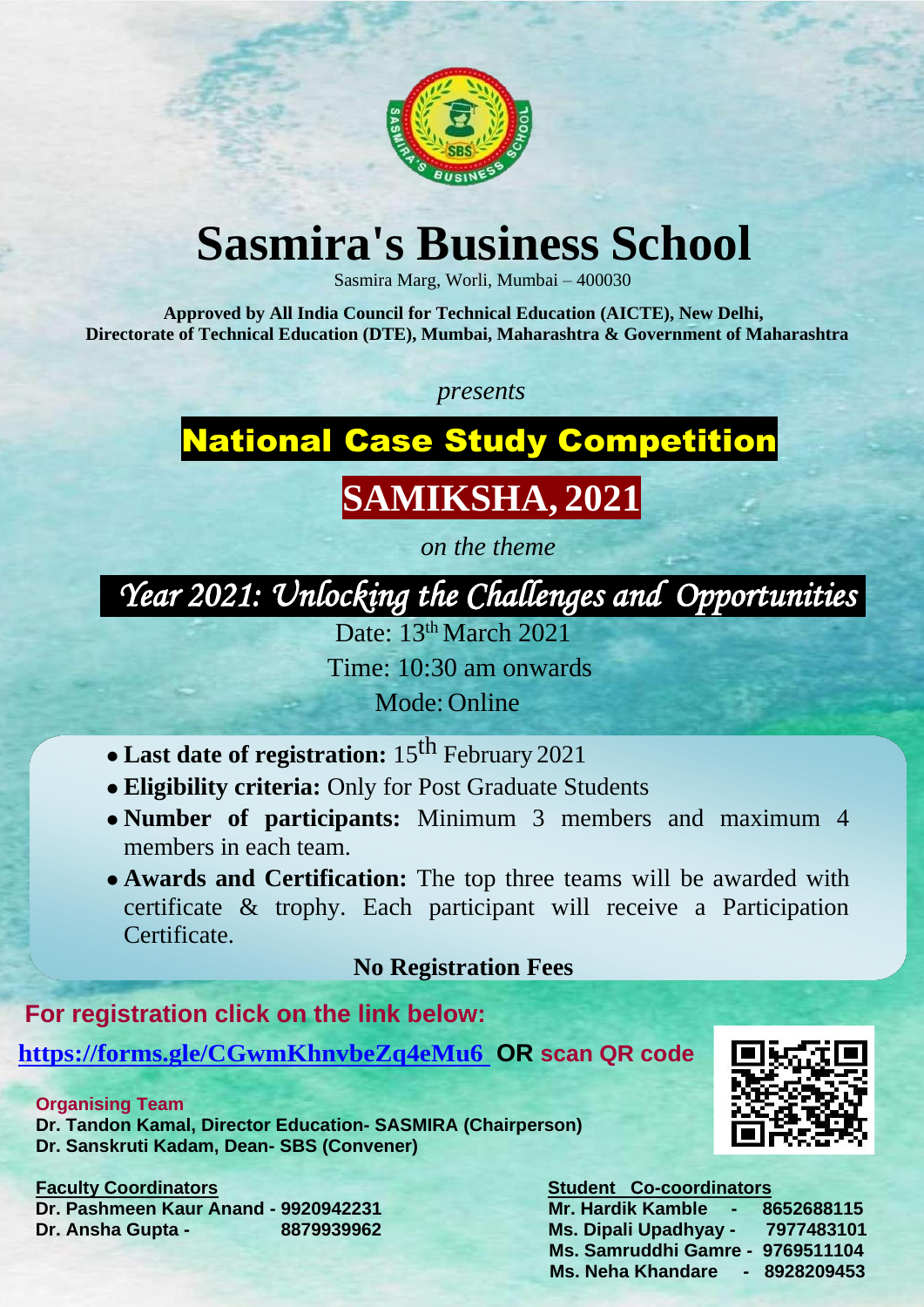# Sasmira's Business School

Sasmira Marg, Worli, Mumbai – 400030

**Approved by All India Council for Technical Education (AICTE), New Delhi, Directorate of Technical Education (DTE), Mumbai, Maharashtra & Government of Maharashtra**

*presents*

## National Case Study Competition

## SAMIKSHA, 2021

*on the theme*

## *Year 2021: Unlocking the Challenges and Opportunities*

Date: 13th March 2021

Time: 10:30 am onwards

Mode: Online

- **Last date of registration:** 15th February 2021
- **Eligibility criteria:** Only for Post Graduate Students
- **Number of participants:** Minimum 3 members and maximum 4 members in each team.
- **Awards and Certification:** The top three teams will be awarded with certificate & trophy. Each participant will receive a Participation Certificate.

**No Registration Fees**

**For registration click on the link below:**

**https://forms.gle/CGwmKhnvbeZq4eMu6 OR scan QR code**

**Organising Team**

**Dr. Tandon Kamal, Director Education- SASMIRA (Chairperson)**

**Dr. Sanskruti Kadam, Dean- SBS (Convener)**

**Faculty Coordinators**

**Dr. Pashmeen Kaur Anand - 9920942231**

**Dr. Ansha Gupta - 8879939962**

**Student Co-coordinators**

**Mr. Hardik Kamble - 8652688115**

**Ms. Dipali Upadhyay - 7977483101**

**Ms. Samruddhi Gamre - 9769511104**

**Ms. Neha Khandare - 8928209453**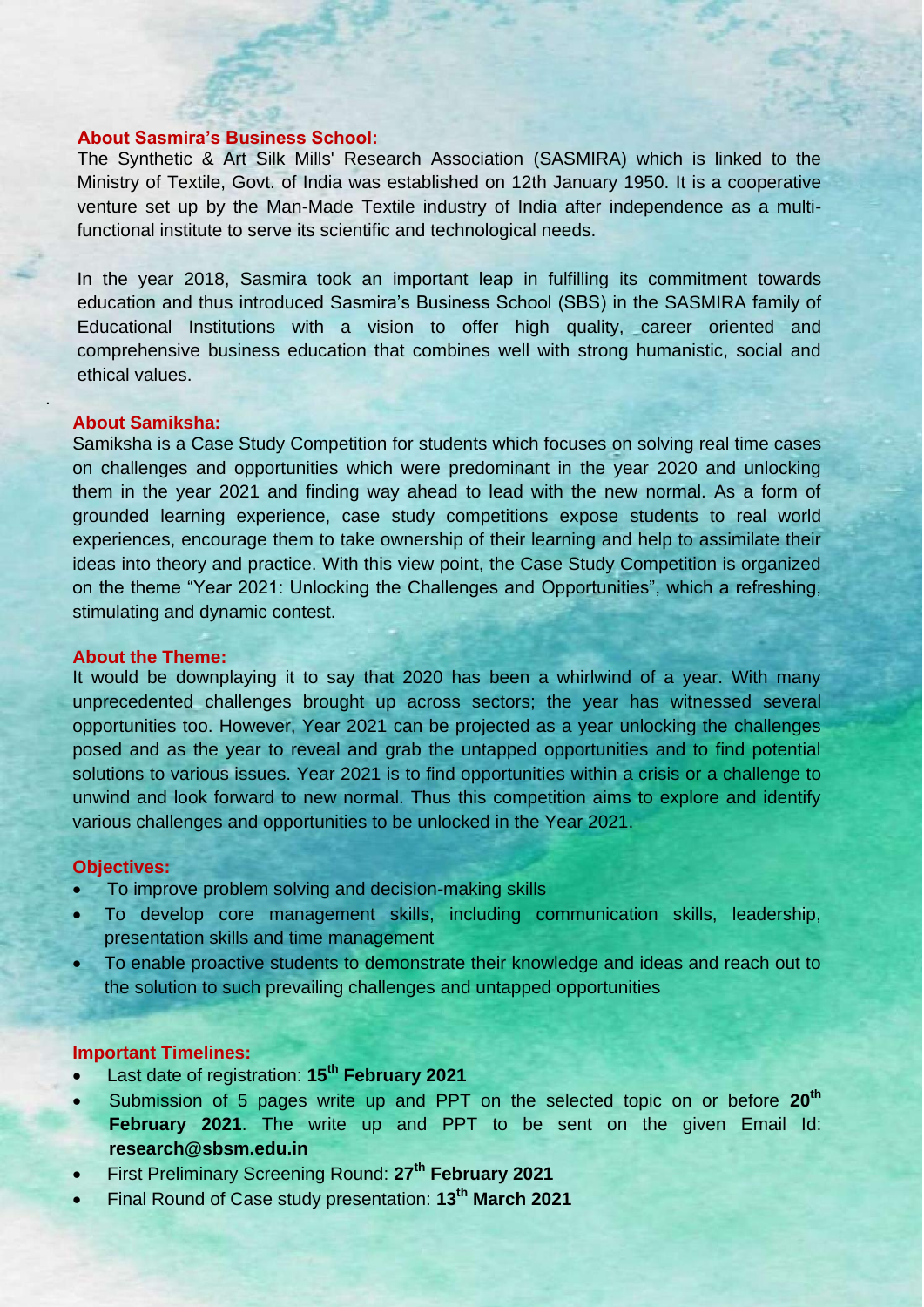**About Sasmira's Business School:**

The Synthetic & Art Silk Mills' Research Association (SASMIRA) which is linked to the Ministry of Textile, Govt. of India was established on 12th January 1950. It is a cooperative venture set up by the Man-Made Textile industry of India after independence as a multi-functional institute to serve its scientific and technological needs.

In the year 2018, Sasmira took an important leap in fulfilling its commitment towards education and thus introduced Sasmira's Business School (SBS) in the SASMIRA family of Educational Institutions with a vision to offer high quality, career oriented and comprehensive business education that combines well with strong humanistic, social and ethical values.

**About Samiksha:**

Samiksha is a Case Study Competition for students which focuses on solving real time cases on challenges and opportunities which were predominant in the year 2020 and unlocking them in the year 2021 and finding way ahead to lead with the new normal. As a form of grounded learning experience, case study competitions expose students to real world experiences, encourage them to take ownership of their learning and help to assimilate their ideas into theory and practice. With this view point, the Case Study Competition is organized on the theme "Year 2021: Unlocking the Challenges and Opportunities", which a refreshing, stimulating and dynamic contest.

**About the Theme:**

It would be downplaying it to say that 2020 has been a whirlwind of a year. With many unprecedented challenges brought up across sectors; the year has witnessed several opportunities too. However, Year 2021 can be projected as a year unlocking the challenges posed and as the year to reveal and grab the untapped opportunities and to find potential solutions to various issues. Year 2021 is to find opportunities within a crisis or a challenge to unwind and look forward to new normal. Thus this competition aims to explore and identify various challenges and opportunities to be unlocked in the Year 2021.

**Objectives:**

- To improve problem solving and decision-making skills
- To develop core management skills, including communication skills, leadership, presentation skills and time management
- To enable proactive students to demonstrate their knowledge and ideas and reach out to the solution to such prevailing challenges and untapped opportunities

**Important Timelines:**

- Last date of registration: **15th February 2021**
- Submission of 5 pages write up and PPT on the selected topic on or before **20th February 2021**. The write up and PPT to be sent on the given Email Id: **research@sbsm.edu.in**
- First Preliminary Screening Round: **27th February 2021**
- Final Round of Case study presentation: **13th March 2021**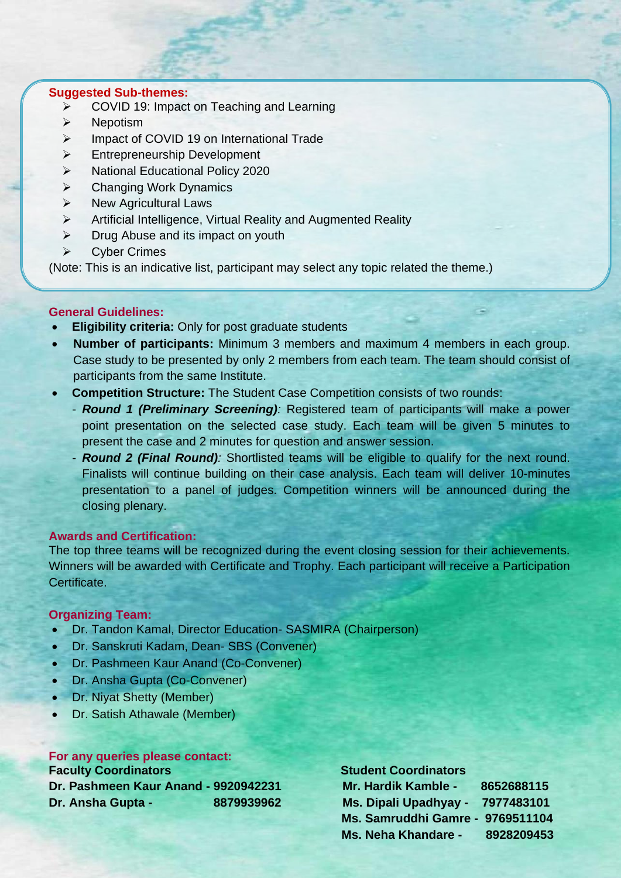**Suggested Sub-themes:**

- COVID 19: Impact on Teaching and Learning
- Nepotism
- Impact of COVID 19 on International Trade
- Entrepreneurship Development
- National Educational Policy 2020
- Changing Work Dynamics
- New Agricultural Laws
- Artificial Intelligence, Virtual Reality and Augmented Reality
- Drug Abuse and its impact on youth
- Cyber Crimes

(Note: This is an indicative list, participant may select any topic related the theme.)

**General Guidelines:**

- **Eligibility criteria:** Only for post graduate students
- **Number of participants:** Minimum 3 members and maximum 4 members in each group. Case study to be presented by only 2 members from each team. The team should consist of participants from the same Institute.
- **Competition Structure:** The Student Case Competition consists of two rounds:
  - ***Round 1 (Preliminary Screening)****:* Registered team of participants will make a power point presentation on the selected case study. Each team will be given 5 minutes to present the case and 2 minutes for question and answer session.
  - ***Round 2 (Final Round)****:* Shortlisted teams will be eligible to qualify for the next round. Finalists will continue building on their case analysis. Each team will deliver 10-minutes presentation to a panel of judges. Competition winners will be announced during the closing plenary.

**Awards and Certification:**

The top three teams will be recognized during the event closing session for their achievements. Winners will be awarded with Certificate and Trophy. Each participant will receive a Participation Certificate.

**Organizing Team:**

- Dr. Tandon Kamal, Director Education- SASMIRA (Chairperson)
- Dr. Sanskruti Kadam, Dean- SBS (Convener)
- Dr. Pashmeen Kaur Anand (Co-Convener)
- Dr. Ansha Gupta (Co-Convener)
- Dr. Niyat Shetty (Member)
- Dr. Satish Athawale (Member)

**For any queries please contact:**

**Faculty Coordinators**

**Dr. Pashmeen Kaur Anand - 9920942231**

**Dr. Ansha Gupta - 8879939962**

**Student Coordinators**

**Mr. Hardik Kamble - 8652688115**

**Ms. Dipali Upadhyay - 7977483101**

**Ms. Samruddhi Gamre - 9769511104**

**Ms. Neha Khandare - 8928209453**